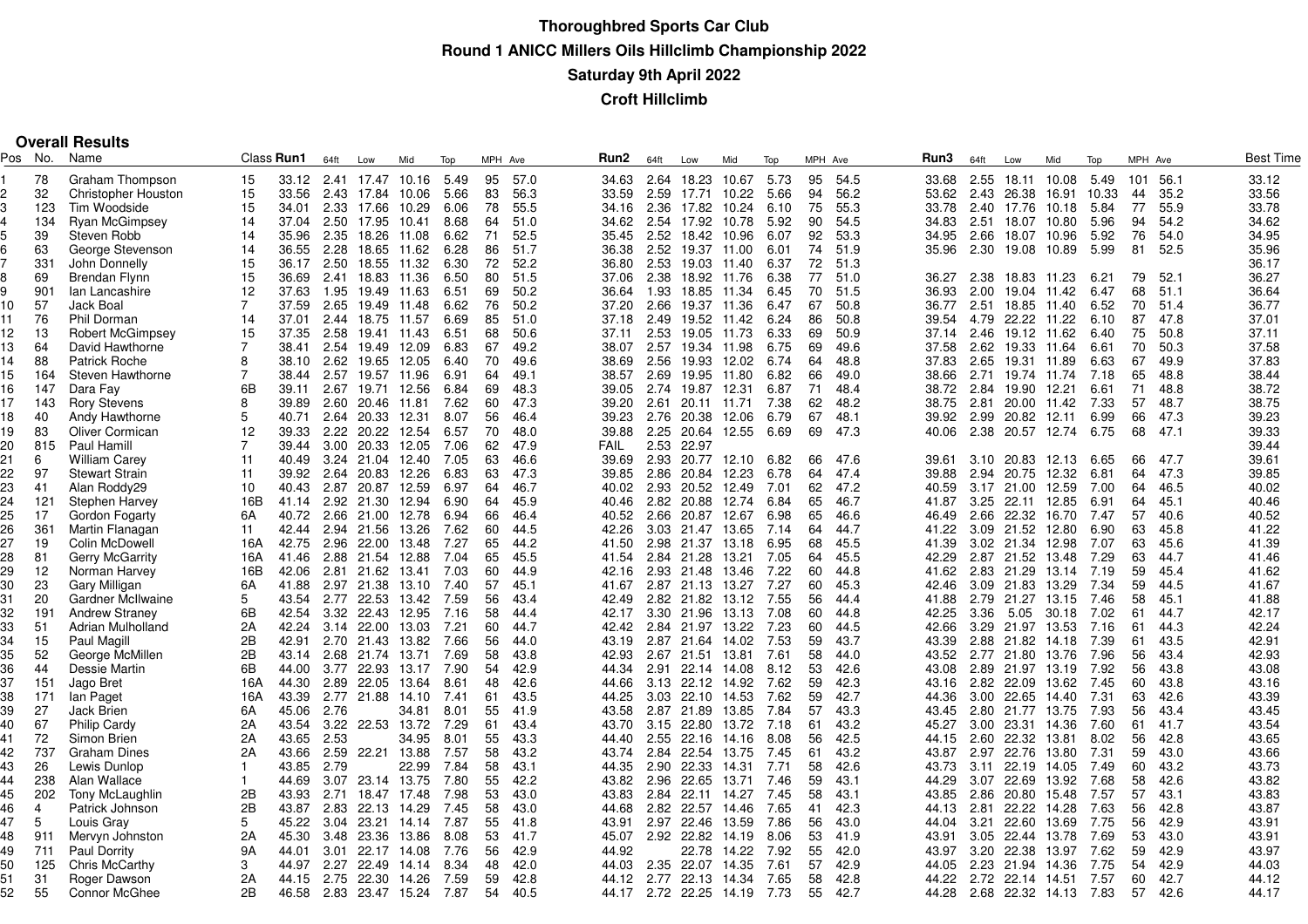# Thoroughbred Sports Car Club

## Round 1 ANICC Millers Oils Hillclimb Championship 2022

## Saturday 9th April 2022

## Croft Hillclimb

### Overall Results

| Pos | No. | Name | Class | Run1 | 64ft | Low | Mid | Top | MPH | Ave | Run2 | 64ft | Low | Mid | Top | MPH | Ave | Run3 | 64ft | Low | Mid | Top | MPH | Ave | Best Time |
|---|---|---|---|---|---|---|---|---|---|---|---|---|---|---|---|---|---|---|---|---|---|---|---|---|---|
| 1 | 78 | Graham Thompson | 15 | 33.12 | 2.41 | 17.47 | 10.16 | 5.49 | 95 | 57.0 | 34.63 | 2.64 | 18.23 | 10.67 | 5.73 | 95 | 54.5 | 33.68 | 2.55 | 18.11 | 10.08 | 5.49 | 101 | 56.1 | 33.12 |
| 2 | 32 | Christopher Houston | 15 | 33.56 | 2.43 | 17.84 | 10.06 | 5.66 | 83 | 56.3 | 33.59 | 2.59 | 17.71 | 10.22 | 5.66 | 94 | 56.2 | 53.62 | 2.43 | 26.38 | 16.91 | 10.33 | 44 | 35.2 | 33.56 |
| 3 | 123 | Tim Woodside | 15 | 34.01 | 2.33 | 17.66 | 10.29 | 6.06 | 78 | 55.5 | 34.16 | 2.36 | 17.82 | 10.24 | 6.10 | 75 | 55.3 | 33.78 | 2.40 | 17.76 | 10.18 | 5.84 | 77 | 55.9 | 33.78 |
| 4 | 134 | Ryan McGimpsey | 14 | 37.04 | 2.50 | 17.95 | 10.41 | 8.68 | 64 | 51.0 | 34.62 | 2.54 | 17.92 | 10.78 | 5.92 | 90 | 54.5 | 34.83 | 2.51 | 18.07 | 10.80 | 5.96 | 94 | 54.2 | 34.62 |
| 5 | 39 | Steven Robb | 14 | 35.96 | 2.35 | 18.26 | 11.08 | 6.62 | 71 | 52.5 | 35.45 | 2.52 | 18.42 | 10.96 | 6.07 | 92 | 53.3 | 34.95 | 2.66 | 18.07 | 10.96 | 5.92 | 76 | 54.0 | 34.95 |
| 6 | 63 | George Stevenson | 14 | 36.55 | 2.28 | 18.65 | 11.62 | 6.28 | 86 | 51.7 | 36.38 | 2.52 | 19.37 | 11.00 | 6.01 | 74 | 51.9 | 35.96 | 2.30 | 19.08 | 10.89 | 5.99 | 81 | 52.5 | 35.96 |
| 7 | 331 | John Donnelly | 15 | 36.17 | 2.50 | 18.55 | 11.32 | 6.30 | 72 | 52.2 | 36.80 | 2.53 | 19.03 | 11.40 | 6.37 | 72 | 51.3 | | | | | | | | 36.17 |
| 8 | 69 | Brendan Flynn | 15 | 36.69 | 2.41 | 18.83 | 11.36 | 6.50 | 80 | 51.5 | 37.06 | 2.38 | 18.92 | 11.76 | 6.38 | 77 | 51.0 | 36.27 | 2.38 | 18.83 | 11.23 | 6.21 | 79 | 52.1 | 36.27 |
| 9 | 901 | Ian Lancashire | 12 | 37.63 | 1.95 | 19.49 | 11.63 | 6.51 | 69 | 50.2 | 36.64 | 1.93 | 18.85 | 11.34 | 6.45 | 70 | 51.5 | 36.93 | 2.00 | 19.04 | 11.42 | 6.47 | 68 | 51.1 | 36.64 |
| 10 | 57 | Jack Boal | 7 | 37.59 | 2.65 | 19.49 | 11.48 | 6.62 | 76 | 50.2 | 37.20 | 2.66 | 19.37 | 11.36 | 6.47 | 67 | 50.8 | 36.77 | 2.51 | 18.85 | 11.40 | 6.52 | 70 | 51.4 | 36.77 |
| 11 | 76 | Phil Dorman | 14 | 37.01 | 2.44 | 18.75 | 11.57 | 6.69 | 85 | 51.0 | 37.18 | 2.49 | 19.52 | 11.42 | 6.24 | 86 | 50.8 | 39.54 | 4.79 | 22.22 | 11.22 | 6.10 | 87 | 47.8 | 37.01 |
| 12 | 13 | Robert McGimpsey | 15 | 37.35 | 2.58 | 19.41 | 11.43 | 6.51 | 68 | 50.6 | 37.11 | 2.53 | 19.05 | 11.73 | 6.33 | 69 | 50.9 | 37.14 | 2.46 | 19.12 | 11.62 | 6.40 | 75 | 50.8 | 37.11 |
| 13 | 64 | David Hawthorne | 7 | 38.41 | 2.54 | 19.49 | 12.09 | 6.83 | 67 | 49.2 | 38.07 | 2.57 | 19.34 | 11.98 | 6.75 | 69 | 49.6 | 37.58 | 2.62 | 19.33 | 11.64 | 6.61 | 70 | 50.3 | 37.58 |
| 14 | 88 | Patrick Roche | 8 | 38.10 | 2.62 | 19.65 | 12.05 | 6.40 | 70 | 49.6 | 38.69 | 2.56 | 19.93 | 12.02 | 6.74 | 64 | 48.8 | 37.83 | 2.65 | 19.31 | 11.89 | 6.63 | 67 | 49.9 | 37.83 |
| 15 | 164 | Steven Hawthorne | 7 | 38.44 | 2.57 | 19.57 | 11.96 | 6.91 | 64 | 49.1 | 38.57 | 2.69 | 19.95 | 11.80 | 6.82 | 66 | 49.0 | 38.66 | 2.71 | 19.74 | 11.74 | 7.18 | 65 | 48.8 | 38.44 |
| 16 | 147 | Dara Fay | 6B | 39.11 | 2.67 | 19.71 | 12.56 | 6.84 | 69 | 48.3 | 39.05 | 2.74 | 19.87 | 12.31 | 6.87 | 71 | 48.4 | 38.72 | 2.84 | 19.90 | 12.21 | 6.61 | 71 | 48.8 | 38.72 |
| 17 | 143 | Rory Stevens | 8 | 39.89 | 2.60 | 20.46 | 11.81 | 7.62 | 60 | 47.3 | 39.20 | 2.61 | 20.11 | 11.71 | 7.38 | 62 | 48.2 | 38.75 | 2.81 | 20.00 | 11.42 | 7.33 | 57 | 48.7 | 38.75 |
| 18 | 40 | Andy Hawthorne | 5 | 40.71 | 2.64 | 20.33 | 12.31 | 8.07 | 56 | 46.4 | 39.23 | 2.76 | 20.38 | 12.06 | 6.79 | 67 | 48.1 | 39.92 | 2.99 | 20.82 | 12.11 | 6.99 | 66 | 47.3 | 39.23 |
| 19 | 83 | Oliver Cormican | 12 | 39.33 | 2.22 | 20.22 | 12.54 | 6.57 | 70 | 48.0 | 39.88 | 2.25 | 20.64 | 12.55 | 6.69 | 69 | 47.3 | 40.06 | 2.38 | 20.57 | 12.74 | 6.75 | 68 | 47.1 | 39.33 |
| 20 | 815 | Paul Hamill | 7 | 39.44 | 3.00 | 20.33 | 12.05 | 7.06 | 62 | 47.9 | FAIL | 2.53 | 22.97 | | | | | | | | | | | | 39.44 |
| 21 | 6 | William Carey | 11 | 40.49 | 3.24 | 21.04 | 12.40 | 7.05 | 63 | 46.6 | 39.69 | 2.93 | 20.77 | 12.10 | 6.82 | 66 | 47.6 | 39.61 | 3.10 | 20.83 | 12.13 | 6.65 | 66 | 47.7 | 39.61 |
| 22 | 97 | Stewart Strain | 11 | 39.92 | 2.64 | 20.83 | 12.26 | 6.83 | 63 | 47.3 | 39.85 | 2.86 | 20.84 | 12.23 | 6.78 | 64 | 47.4 | 39.88 | 2.94 | 20.75 | 12.32 | 6.81 | 64 | 47.3 | 39.85 |
| 23 | 41 | Alan Roddy29 | 10 | 40.43 | 2.87 | 20.87 | 12.59 | 6.97 | 64 | 46.7 | 40.02 | 2.93 | 20.52 | 12.49 | 7.01 | 62 | 47.2 | 40.59 | 3.17 | 21.00 | 12.59 | 7.00 | 64 | 46.5 | 40.02 |
| 24 | 121 | Stephen Harvey | 16B | 41.14 | 2.92 | 21.30 | 12.94 | 6.90 | 64 | 45.9 | 40.46 | 2.82 | 20.88 | 12.74 | 6.84 | 65 | 46.7 | 41.87 | 3.25 | 22.11 | 12.85 | 6.91 | 64 | 45.1 | 40.46 |
| 25 | 17 | Gordon Fogarty | 6A | 40.72 | 2.66 | 21.00 | 12.78 | 6.94 | 66 | 46.4 | 40.52 | 2.66 | 20.87 | 12.67 | 6.98 | 65 | 46.6 | 46.49 | 2.66 | 22.32 | 16.70 | 7.47 | 57 | 40.6 | 40.52 |
| 26 | 361 | Martin Flanagan | 11 | 42.44 | 2.94 | 21.56 | 13.26 | 7.62 | 60 | 44.5 | 42.26 | 3.03 | 21.47 | 13.65 | 7.14 | 64 | 44.7 | 41.22 | 3.09 | 21.52 | 12.80 | 6.90 | 63 | 45.8 | 41.22 |
| 27 | 19 | Colin McDowell | 16A | 42.75 | 2.96 | 22.00 | 13.48 | 7.27 | 65 | 44.2 | 41.50 | 2.98 | 21.37 | 13.18 | 6.95 | 68 | 45.5 | 41.39 | 3.02 | 21.34 | 12.98 | 7.07 | 63 | 45.6 | 41.39 |
| 28 | 81 | Gerry McGarrity | 16A | 41.46 | 2.88 | 21.54 | 12.88 | 7.04 | 65 | 45.5 | 41.54 | 2.84 | 21.28 | 13.21 | 7.05 | 64 | 45.5 | 42.29 | 2.87 | 21.52 | 13.48 | 7.29 | 63 | 44.7 | 41.46 |
| 29 | 12 | Norman Harvey | 16B | 42.06 | 2.81 | 21.62 | 13.41 | 7.03 | 60 | 44.9 | 42.16 | 2.93 | 21.48 | 13.46 | 7.22 | 60 | 44.8 | 41.62 | 2.83 | 21.29 | 13.14 | 7.19 | 59 | 45.4 | 41.62 |
| 30 | 23 | Gary Milligan | 6A | 41.88 | 2.97 | 21.38 | 13.10 | 7.40 | 57 | 45.1 | 41.67 | 2.87 | 21.13 | 13.27 | 7.27 | 60 | 45.3 | 42.46 | 3.09 | 21.83 | 13.29 | 7.34 | 59 | 44.5 | 41.67 |
| 31 | 20 | Gardner McIlwaine | 5 | 43.54 | 2.77 | 22.53 | 13.42 | 7.59 | 56 | 43.4 | 42.49 | 2.82 | 21.82 | 13.12 | 7.55 | 56 | 44.4 | 41.88 | 2.79 | 21.27 | 13.15 | 7.46 | 58 | 45.1 | 41.88 |
| 32 | 191 | Andrew Straney | 6B | 42.54 | 3.32 | 22.43 | 12.95 | 7.16 | 58 | 44.4 | 42.17 | 3.30 | 21.96 | 13.13 | 7.08 | 60 | 44.8 | 42.25 | 3.36 | 5.05 | 30.18 | 7.02 | 61 | 44.7 | 42.17 |
| 33 | 51 | Adrian Mulholland | 2A | 42.24 | 3.14 | 22.00 | 13.03 | 7.21 | 60 | 44.7 | 42.42 | 2.84 | 21.97 | 13.22 | 7.23 | 60 | 44.5 | 42.66 | 3.29 | 21.97 | 13.53 | 7.16 | 61 | 44.3 | 42.24 |
| 34 | 15 | Paul Magill | 2B | 42.91 | 2.70 | 21.43 | 13.82 | 7.66 | 56 | 44.0 | 43.19 | 2.87 | 21.64 | 14.02 | 7.53 | 59 | 43.7 | 43.39 | 2.88 | 21.82 | 14.18 | 7.39 | 61 | 43.5 | 42.91 |
| 35 | 52 | George McMillen | 2B | 43.14 | 2.68 | 21.74 | 13.71 | 7.69 | 58 | 43.8 | 42.93 | 2.67 | 21.51 | 13.81 | 7.61 | 58 | 44.0 | 43.52 | 2.77 | 21.80 | 13.76 | 7.96 | 56 | 43.4 | 42.93 |
| 36 | 44 | Dessie Martin | 6B | 44.00 | 3.77 | 22.93 | 13.17 | 7.90 | 54 | 42.9 | 44.34 | 2.91 | 22.14 | 14.08 | 8.12 | 53 | 42.6 | 43.08 | 2.89 | 21.97 | 13.19 | 7.92 | 56 | 43.8 | 43.08 |
| 37 | 151 | Jago Bret | 16A | 44.30 | 2.89 | 22.05 | 13.64 | 8.61 | 48 | 42.6 | 44.66 | 3.13 | 22.12 | 14.92 | 7.62 | 59 | 42.3 | 43.16 | 2.82 | 22.09 | 13.62 | 7.45 | 60 | 43.8 | 43.16 |
| 38 | 171 | Ian Paget | 16A | 43.39 | 2.77 | 21.88 | 14.10 | 7.41 | 61 | 43.5 | 44.25 | 3.03 | 22.10 | 14.53 | 7.62 | 59 | 42.7 | 44.36 | 3.00 | 22.65 | 14.40 | 7.31 | 63 | 42.6 | 43.39 |
| 39 | 27 | Jack Brien | 6A | 45.06 | 2.76 | | 34.81 | 8.01 | 55 | 41.9 | 43.58 | 2.87 | 21.89 | 13.85 | 7.84 | 57 | 43.3 | 43.45 | 2.80 | 21.77 | 13.75 | 7.93 | 56 | 43.4 | 43.45 |
| 40 | 67 | Philip Cardy | 2A | 43.54 | 3.22 | 22.53 | 13.72 | 7.29 | 61 | 43.4 | 43.70 | 3.15 | 22.80 | 13.72 | 7.18 | 61 | 43.2 | 45.27 | 3.00 | 23.31 | 14.36 | 7.60 | 61 | 41.7 | 43.54 |
| 41 | 72 | Simon Brien | 2A | 43.65 | 2.53 | | 34.95 | 8.01 | 55 | 43.3 | 44.40 | 2.55 | 22.16 | 14.16 | 8.08 | 56 | 42.5 | 44.15 | 2.60 | 22.32 | 13.81 | 8.02 | 56 | 42.8 | 43.65 |
| 42 | 737 | Graham Dines | 2A | 43.66 | 2.59 | 22.21 | 13.88 | 7.57 | 58 | 43.2 | 43.74 | 2.84 | 22.54 | 13.75 | 7.45 | 61 | 43.2 | 43.87 | 2.97 | 22.76 | 13.80 | 7.31 | 59 | 43.0 | 43.66 |
| 43 | 26 | Lewis Dunlop | 1 | 43.85 | 2.79 | | 22.99 | 7.84 | 58 | 43.1 | 44.35 | 2.90 | 22.33 | 14.31 | 7.71 | 58 | 42.6 | 43.73 | 3.11 | 22.19 | 14.05 | 7.49 | 60 | 43.2 | 43.73 |
| 44 | 238 | Alan Wallace | 1 | 44.69 | 3.07 | 23.14 | 13.75 | 7.80 | 55 | 42.2 | 43.82 | 2.96 | 22.65 | 13.71 | 7.46 | 59 | 43.1 | 44.29 | 3.07 | 22.69 | 13.92 | 7.68 | 58 | 42.6 | 43.82 |
| 45 | 202 | Tony McLaughlin | 2B | 43.93 | 2.71 | 18.47 | 17.48 | 7.98 | 53 | 43.0 | 43.83 | 2.84 | 22.11 | 14.27 | 7.45 | 58 | 43.1 | 43.85 | 2.86 | 20.80 | 15.48 | 7.57 | 57 | 43.1 | 43.83 |
| 46 | 4 | Patrick Johnson | 2B | 43.87 | 2.83 | 22.13 | 14.29 | 7.45 | 58 | 43.0 | 44.68 | 2.82 | 22.57 | 14.46 | 7.65 | 41 | 42.3 | 44.13 | 2.81 | 22.22 | 14.28 | 7.63 | 56 | 42.8 | 43.87 |
| 47 | 5 | Louis Gray | 5 | 45.22 | 3.04 | 23.21 | 14.14 | 7.87 | 55 | 41.8 | 43.91 | 2.97 | 22.46 | 13.59 | 7.86 | 56 | 43.0 | 44.04 | 3.21 | 22.60 | 13.69 | 7.75 | 56 | 42.9 | 43.91 |
| 48 | 911 | Mervyn Johnston | 2A | 45.30 | 3.48 | 23.36 | 13.86 | 8.08 | 53 | 41.7 | 45.07 | 2.92 | 22.82 | 14.19 | 8.06 | 53 | 41.9 | 43.91 | 3.05 | 22.44 | 13.78 | 7.69 | 53 | 43.0 | 43.91 |
| 49 | 711 | Paul Dorrity | 9A | 44.01 | 3.01 | 22.17 | 14.08 | 7.76 | 56 | 42.9 | 44.92 | | 22.78 | 14.22 | 7.92 | 55 | 42.0 | 43.97 | 3.20 | 22.38 | 13.97 | 7.62 | 59 | 42.9 | 43.97 |
| 50 | 125 | Chris McCarthy | 3 | 44.97 | 2.27 | 22.49 | 14.14 | 8.34 | 48 | 42.0 | 44.03 | 2.35 | 22.07 | 14.35 | 7.61 | 57 | 42.9 | 44.05 | 2.23 | 21.94 | 14.36 | 7.75 | 54 | 42.9 | 44.03 |
| 51 | 31 | Roger Dawson | 2A | 44.15 | 2.75 | 22.30 | 14.26 | 7.59 | 59 | 42.8 | 44.12 | 2.77 | 22.13 | 14.34 | 7.65 | 58 | 42.8 | 44.22 | 2.72 | 22.14 | 14.51 | 7.57 | 60 | 42.7 | 44.12 |
| 52 | 55 | Connor McGhee | 2B | 46.58 | 2.83 | 23.47 | 15.24 | 7.87 | 54 | 40.5 | 44.17 | 2.72 | 22.25 | 14.19 | 7.73 | 55 | 42.7 | 44.28 | 2.68 | 22.32 | 14.13 | 7.83 | 57 | 42.6 | 44.17 |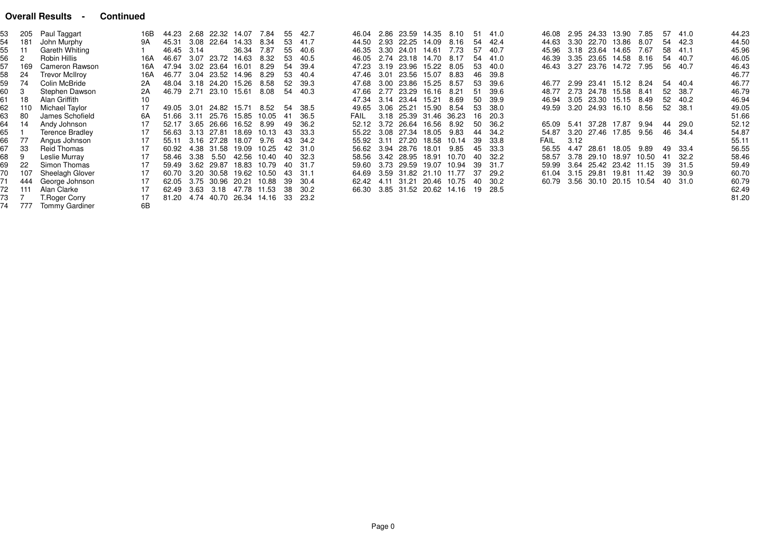## Overall Results - Continued

| | | | | | | | | | | | | | | | | | | | | | | | | | |
|---|---|---|---|---|---|---|---|---|---|---|---|---|---|---|---|---|---|---|---|---|---|---|---|---|---|
| 53 | 205 | Paul Taggart | 16B | 44.23 | 2.68 | 22.32 | 14.07 | 7.84 | 55 | 42.7 | 46.04 | 2.86 | 23.59 | 14.35 | 8.10 | 51 | 41.0 | 46.08 | 2.95 | 24.33 | 13.90 | 7.85 | 57 | 41.0 | 44.23 |
| 54 | 181 | John Murphy | 9A | 45.31 | 3.08 | 22.64 | 14.33 | 8.34 | 53 | 41.7 | 44.50 | 2.93 | 22.25 | 14.09 | 8.16 | 54 | 42.4 | 44.63 | 3.30 | 22.70 | 13.86 | 8.07 | 54 | 42.3 | 44.50 |
| 55 | 11 | Gareth Whiting | 1 | 46.45 | 3.14 | | 36.34 | 7.87 | 55 | 40.6 | 46.35 | 3.30 | 24.01 | 14.61 | 7.73 | 57 | 40.7 | 45.96 | 3.18 | 23.64 | 14.65 | 7.67 | 58 | 41.1 | 45.96 |
| 56 | 2 | Robin Hillis | 16A | 46.67 | 3.07 | 23.72 | 14.63 | 8.32 | 53 | 40.5 | 46.05 | 2.74 | 23.18 | 14.70 | 8.17 | 54 | 41.0 | 46.39 | 3.35 | 23.65 | 14.58 | 8.16 | 54 | 40.7 | 46.05 |
| 57 | 169 | Cameron Rawson | 16A | 47.94 | 3.02 | 23.64 | 16.01 | 8.29 | 54 | 39.4 | 47.23 | 3.19 | 23.96 | 15.22 | 8.05 | 53 | 40.0 | 46.43 | 3.27 | 23.76 | 14.72 | 7.95 | 56 | 40.7 | 46.43 |
| 58 | 24 | Trevor McIlroy | 16A | 46.77 | 3.04 | 23.52 | 14.96 | 8.29 | 53 | 40.4 | 47.46 | 3.01 | 23.56 | 15.07 | 8.83 | 46 | 39.8 | | | | | | | | 46.77 |
| 59 | 74 | Colin McBride | 2A | 48.04 | 3.18 | 24.20 | 15.26 | 8.58 | 52 | 39.3 | 47.68 | 3.00 | 23.86 | 15.25 | 8.57 | 53 | 39.6 | 46.77 | 2.99 | 23.41 | 15.12 | 8.24 | 54 | 40.4 | 46.77 |
| 60 | 3 | Stephen Dawson | 2A | 46.79 | 2.71 | 23.10 | 15.61 | 8.08 | 54 | 40.3 | 47.66 | 2.77 | 23.29 | 16.16 | 8.21 | 51 | 39.6 | 48.77 | 2.73 | 24.78 | 15.58 | 8.41 | 52 | 38.7 | 46.79 |
| 61 | 18 | Alan Griffith | 10 | | | | | | | | 47.34 | 3.14 | 23.44 | 15.21 | 8.69 | 50 | 39.9 | 46.94 | 3.05 | 23.30 | 15.15 | 8.49 | 52 | 40.2 | 46.94 |
| 62 | 110 | Michael Taylor | 17 | 49.05 | 3.01 | 24.82 | 15.71 | 8.52 | 54 | 38.5 | 49.65 | 3.06 | 25.21 | 15.90 | 8.54 | 53 | 38.0 | 49.59 | 3.20 | 24.93 | 16.10 | 8.56 | 52 | 38.1 | 49.05 |
| 63 | 80 | James Schofield | 6A | 51.66 | 3.11 | 25.76 | 15.85 | 10.05 | 41 | 36.5 | FAIL | 3.18 | 25.39 | 31.46 | 36.23 | 16 | 20.3 | | | | | | | | 51.66 |
| 64 | 14 | Andy Johnson | 17 | 52.17 | 3.65 | 26.66 | 16.52 | 8.99 | 49 | 36.2 | 52.12 | 3.72 | 26.64 | 16.56 | 8.92 | 50 | 36.2 | 65.09 | 5.41 | 37.28 | 17.87 | 9.94 | 44 | 29.0 | 52.12 |
| 65 | 1 | Terence Bradley | 17 | 56.63 | 3.13 | 27.81 | 18.69 | 10.13 | 43 | 33.3 | 55.22 | 3.08 | 27.34 | 18.05 | 9.83 | 44 | 34.2 | 54.87 | 3.20 | 27.46 | 17.85 | 9.56 | 46 | 34.4 | 54.87 |
| 66 | 77 | Angus Johnson | 17 | 55.11 | 3.16 | 27.28 | 18.07 | 9.76 | 43 | 34.2 | 55.92 | 3.11 | 27.20 | 18.58 | 10.14 | 39 | 33.8 | FAIL | 3.12 | | | | | | 55.11 |
| 67 | 33 | Reid Thomas | 17 | 60.92 | 4.38 | 31.58 | 19.09 | 10.25 | 42 | 31.0 | 56.62 | 3.94 | 28.76 | 18.01 | 9.85 | 45 | 33.3 | 56.55 | 4.47 | 28.61 | 18.05 | 9.89 | 49 | 33.4 | 56.55 |
| 68 | 9 | Leslie Murray | 17 | 58.46 | 3.38 | 5.50 | 42.56 | 10.40 | 40 | 32.3 | 58.56 | 3.42 | 28.95 | 18.91 | 10.70 | 40 | 32.2 | 58.57 | 3.78 | 29.10 | 18.97 | 10.50 | 41 | 32.2 | 58.46 |
| 69 | 22 | Simon Thomas | 17 | 59.49 | 3.62 | 29.87 | 18.83 | 10.79 | 40 | 31.7 | 59.60 | 3.73 | 29.59 | 19.07 | 10.94 | 39 | 31.7 | 59.99 | 3.64 | 25.42 | 23.42 | 11.15 | 39 | 31.5 | 59.49 |
| 70 | 107 | Sheelagh Glover | 17 | 60.70 | 3.20 | 30.58 | 19.62 | 10.50 | 43 | 31.1 | 64.69 | 3.59 | 31.82 | 21.10 | 11.77 | 37 | 29.2 | 61.04 | 3.15 | 29.81 | 19.81 | 11.42 | 39 | 30.9 | 60.70 |
| 71 | 444 | George Johnson | 17 | 62.05 | 3.75 | 30.96 | 20.21 | 10.88 | 39 | 30.4 | 62.42 | 4.11 | 31.21 | 20.46 | 10.75 | 40 | 30.2 | 60.79 | 3.56 | 30.10 | 20.15 | 10.54 | 40 | 31.0 | 60.79 |
| 72 | 111 | Alan Clarke | 17 | 62.49 | 3.63 | 3.18 | 47.78 | 11.53 | 38 | 30.2 | 66.30 | 3.85 | 31.52 | 20.62 | 14.16 | 19 | 28.5 | | | | | | | | 62.49 |
| 73 | 7 | T.Roger Corry | 17 | 81.20 | 4.74 | 40.70 | 26.34 | 14.16 | 33 | 23.2 | | | | | | | | | | | | | | | 81.20 |
| 74 | 777 | Tommy Gardiner | 6B | | | | | | | | | | | | | | | | | | | | | | |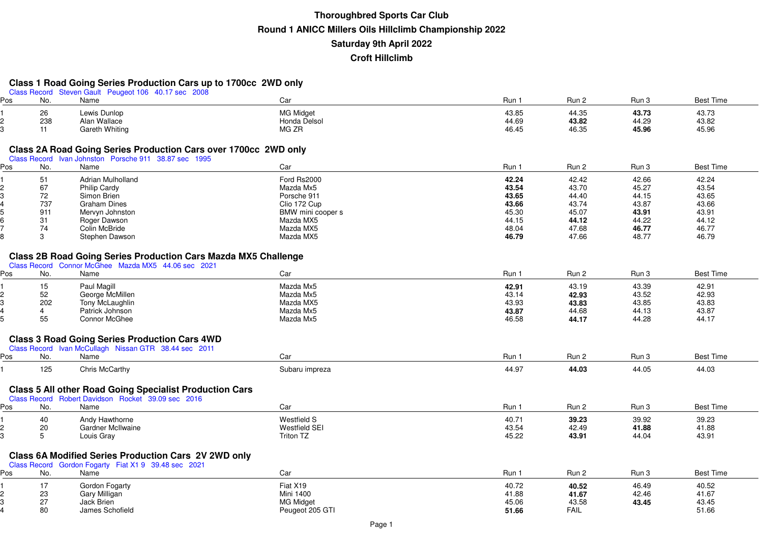# Thoroughbred Sports Car Club

# Round 1 ANICC Millers Oils Hillclimb Championship 2022

# Saturday 9th April 2022

# Croft Hillclimb

## Class 1 Road Going Series Production Cars up to 1700cc 2WD only

Class Record Steven Gault Peugeot 106 40.17 sec 2008

| Pos | No. | Name | Car | Run 1 | Run 2 | Run 3 | Best Time |
|---|---|---|---|---|---|---|---|
| 1 | 26 | Lewis Dunlop | MG Midget | 43.85 | 44.35 | **43.73** | 43.73 |
| 2 | 238 | Alan Wallace | Honda Delsol | 44.69 | **43.82** | 44.29 | 43.82 |
| 3 | 11 | Gareth Whiting | MG ZR | 46.45 | 46.35 | **45.96** | 45.96 |

## Class 2A Road Going Series Production Cars over 1700cc 2WD only

Class Record Ivan Johnston Porsche 911 38.87 sec 1995

| Pos | No. | Name | Car | Run 1 | Run 2 | Run 3 | Best Time |
|---|---|---|---|---|---|---|---|
| 1 | 51 | Adrian Mulholland | Ford Rs2000 | **42.24** | 42.42 | 42.66 | 42.24 |
| 2 | 67 | Philip Cardy | Mazda Mx5 | **43.54** | 43.70 | 45.27 | 43.54 |
| 3 | 72 | Simon Brien | Porsche 911 | **43.65** | 44.40 | 44.15 | 43.65 |
| 4 | 737 | Graham Dines | Clio 172 Cup | **43.66** | 43.74 | 43.87 | 43.66 |
| 5 | 911 | Mervyn Johnston | BMW mini cooper s | 45.30 | 45.07 | **43.91** | 43.91 |
| 6 | 31 | Roger Dawson | Mazda MX5 | 44.15 | **44.12** | 44.22 | 44.12 |
| 7 | 74 | Colin McBride | Mazda MX5 | 48.04 | 47.68 | **46.77** | 46.77 |
| 8 | 3 | Stephen Dawson | Mazda MX5 | **46.79** | 47.66 | 48.77 | 46.79 |

## Class 2B Road Going Series Production Cars Mazda MX5 Challenge

Class Record Connor McGhee Mazda MX5 44.06 sec 2021

| Pos | No. | Name | Car | Run 1 | Run 2 | Run 3 | Best Time |
|---|---|---|---|---|---|---|---|
| 1 | 15 | Paul Magill | Mazda Mx5 | **42.91** | 43.19 | 43.39 | 42.91 |
| 2 | 52 | George McMillen | Mazda Mx5 | 43.14 | **42.93** | 43.52 | 42.93 |
| 3 | 202 | Tony McLaughlin | Mazda MX5 | 43.93 | **43.83** | 43.85 | 43.83 |
| 4 | 4 | Patrick Johnson | Mazda Mx5 | **43.87** | 44.68 | 44.13 | 43.87 |
| 5 | 55 | Connor McGhee | Mazda Mx5 | 46.58 | **44.17** | 44.28 | 44.17 |

## Class 3 Road Going Series Production Cars 4WD

Class Record Ivan McCullagh Nissan GTR 38.44 sec 2011

| Pos | No. | Name | Car | Run 1 | Run 2 | Run 3 | Best Time |
|---|---|---|---|---|---|---|---|
| 1 | 125 | Chris McCarthy | Subaru impreza | 44.97 | **44.03** | 44.05 | 44.03 |

## Class 5 All other Road Going Specialist Production Cars

Class Record Robert Davidson Rocket 39.09 sec 2016

| Pos | No. | Name | Car | Run 1 | Run 2 | Run 3 | Best Time |
|---|---|---|---|---|---|---|---|
| 1 | 40 | Andy Hawthorne | Westfield S | 40.71 | **39.23** | 39.92 | 39.23 |
| 2 | 20 | Gardner McIlwaine | Westfield SEI | 43.54 | 42.49 | **41.88** | 41.88 |
| 3 | 5 | Louis Gray | Triton TZ | 45.22 | **43.91** | 44.04 | 43.91 |

## Class 6A Modified Series Production Cars 2V 2WD only

Class Record Gordon Fogarty Fiat X1 9 39.48 sec 2021

| Pos | No. | Name | Car | Run 1 | Run 2 | Run 3 | Best Time |
|---|---|---|---|---|---|---|---|
| 1 | 17 | Gordon Fogarty | Fiat X19 | 40.72 | **40.52** | 46.49 | 40.52 |
| 2 | 23 | Gary Milligan | Mini 1400 | 41.88 | **41.67** | 42.46 | 41.67 |
| 3 | 27 | Jack Brien | MG Midget | 45.06 | 43.58 | **43.45** | 43.45 |
| 4 | 80 | James Schofield | Peugeot 205 GTI | **51.66** | FAIL | | 51.66 |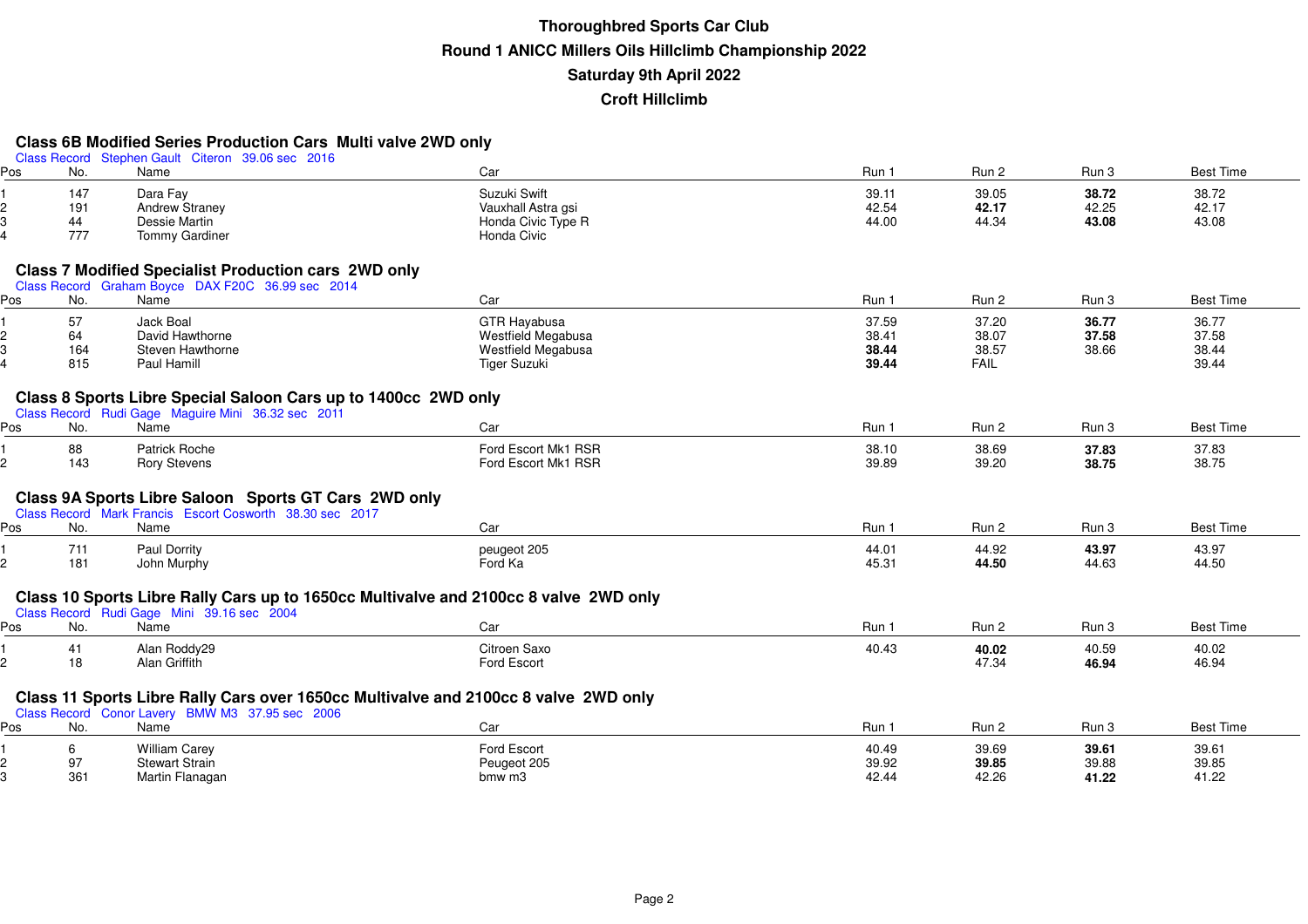# Thoroughbred Sports Car Club
## Round 1 ANICC Millers Oils Hillclimb Championship 2022
## Saturday 9th April 2022
## Croft Hillclimb

### Class 6B Modified Series Production Cars Multi valve 2WD only

Class Record Stephen Gault Citeron 39.06 sec 2016

| Pos | No. | Name | Car | Run 1 | Run 2 | Run 3 | Best Time |
|---|---|---|---|---|---|---|---|
| 1 | 147 | Dara Fay | Suzuki Swift | 39.11 | 39.05 | **38.72** | 38.72 |
| 2 | 191 | Andrew Straney | Vauxhall Astra gsi | 42.54 | **42.17** | 42.25 | 42.17 |
| 3 | 44 | Dessie Martin | Honda Civic Type R | 44.00 | 44.34 | **43.08** | 43.08 |
| 4 | 777 | Tommy Gardiner | Honda Civic | | | | |

### Class 7 Modified Specialist Production cars 2WD only

Class Record Graham Boyce DAX F20C 36.99 sec 2014

| Pos | No. | Name | Car | Run 1 | Run 2 | Run 3 | Best Time |
|---|---|---|---|---|---|---|---|
| 1 | 57 | Jack Boal | GTR Hayabusa | 37.59 | 37.20 | **36.77** | 36.77 |
| 2 | 64 | David Hawthorne | Westfield Megabusa | 38.41 | 38.07 | **37.58** | 37.58 |
| 3 | 164 | Steven Hawthorne | Westfield Megabusa | **38.44** | 38.57 | 38.66 | 38.44 |
| 4 | 815 | Paul Hamill | Tiger Suzuki | **39.44** | FAIL | | 39.44 |

### Class 8 Sports Libre Special Saloon Cars up to 1400cc 2WD only

Class Record Rudi Gage Maguire Mini 36.32 sec 2011

| Pos | No. | Name | Car | Run 1 | Run 2 | Run 3 | Best Time |
|---|---|---|---|---|---|---|---|
| 1 | 88 | Patrick Roche | Ford Escort Mk1 RSR | 38.10 | 38.69 | **37.83** | 37.83 |
| 2 | 143 | Rory Stevens | Ford Escort Mk1 RSR | 39.89 | 39.20 | **38.75** | 38.75 |

### Class 9A Sports Libre Saloon Sports GT Cars 2WD only

Class Record Mark Francis Escort Cosworth 38.30 sec 2017

| Pos | No. | Name | Car | Run 1 | Run 2 | Run 3 | Best Time |
|---|---|---|---|---|---|---|---|
| 1 | 711 | Paul Dorrity | peugeot 205 | 44.01 | 44.92 | **43.97** | 43.97 |
| 2 | 181 | John Murphy | Ford Ka | 45.31 | **44.50** | 44.63 | 44.50 |

### Class 10 Sports Libre Rally Cars up to 1650cc Multivalve and 2100cc 8 valve 2WD only

Class Record Rudi Gage Mini 39.16 sec 2004

| Pos | No. | Name | Car | Run 1 | Run 2 | Run 3 | Best Time |
|---|---|---|---|---|---|---|---|
| 1 | 41 | Alan Roddy29 | Citroen Saxo | 40.43 | **40.02** | 40.59 | 40.02 |
| 2 | 18 | Alan Griffith | Ford Escort | | 47.34 | **46.94** | 46.94 |

### Class 11 Sports Libre Rally Cars over 1650cc Multivalve and 2100cc 8 valve 2WD only

Class Record Conor Lavery BMW M3 37.95 sec 2006

| Pos | No. | Name | Car | Run 1 | Run 2 | Run 3 | Best Time |
|---|---|---|---|---|---|---|---|
| 1 | 6 | William Carey | Ford Escort | 40.49 | 39.69 | **39.61** | 39.61 |
| 2 | 97 | Stewart Strain | Peugeot 205 | 39.92 | **39.85** | 39.88 | 39.85 |
| 3 | 361 | Martin Flanagan | bmw m3 | 42.44 | 42.26 | **41.22** | 41.22 |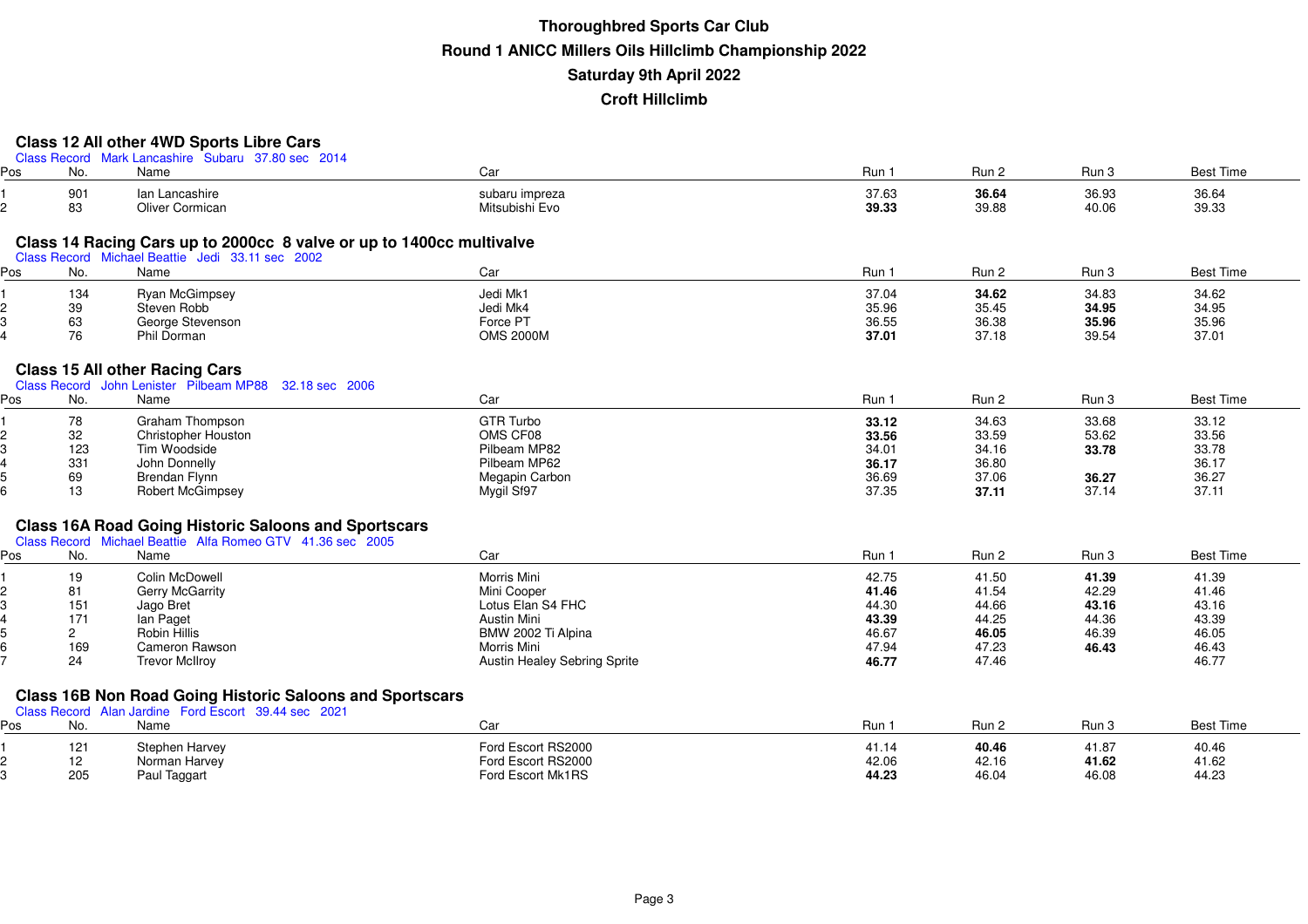# Thoroughbred Sports Car Club

## Round 1 ANICC Millers Oils Hillclimb Championship 2022

## Saturday 9th April 2022

## Croft Hillclimb

### Class 12 All other 4WD Sports Libre Cars

Class Record Mark Lancashire Subaru 37.80 sec 2014

| Pos | No. | Name | Car | Run 1 | Run 2 | Run 3 | Best Time |
|---|---|---|---|---|---|---|---|
| 1 | 901 | Ian Lancashire | subaru impreza | 37.63 | **36.64** | 36.93 | 36.64 |
| 2 | 83 | Oliver Cormican | Mitsubishi Evo | **39.33** | 39.88 | 40.06 | 39.33 |

### Class 14 Racing Cars up to 2000cc 8 valve or up to 1400cc multivalve

Class Record Michael Beattie Jedi 33.11 sec 2002

| Pos | No. | Name | Car | Run 1 | Run 2 | Run 3 | Best Time |
|---|---|---|---|---|---|---|---|
| 1 | 134 | Ryan McGimpsey | Jedi Mk1 | 37.04 | **34.62** | 34.83 | 34.62 |
| 2 | 39 | Steven Robb | Jedi Mk4 | 35.96 | 35.45 | **34.95** | 34.95 |
| 3 | 63 | George Stevenson | Force PT | 36.55 | 36.38 | **35.96** | 35.96 |
| 4 | 76 | Phil Dorman | OMS 2000M | **37.01** | 37.18 | 39.54 | 37.01 |

### Class 15 All other Racing Cars

Class Record John Lenister Pilbeam MP88 32.18 sec 2006

| Pos | No. | Name | Car | Run 1 | Run 2 | Run 3 | Best Time |
|---|---|---|---|---|---|---|---|
| 1 | 78 | Graham Thompson | GTR Turbo | **33.12** | 34.63 | 33.68 | 33.12 |
| 2 | 32 | Christopher Houston | OMS CF08 | **33.56** | 33.59 | 53.62 | 33.56 |
| 3 | 123 | Tim Woodside | Pilbeam MP82 | 34.01 | 34.16 | **33.78** | 33.78 |
| 4 | 331 | John Donnelly | Pilbeam MP62 | **36.17** | 36.80 | | 36.17 |
| 5 | 69 | Brendan Flynn | Megapin Carbon | 36.69 | 37.06 | **36.27** | 36.27 |
| 6 | 13 | Robert McGimpsey | Mygil Sf97 | 37.35 | **37.11** | 37.14 | 37.11 |

### Class 16A Road Going Historic Saloons and Sportscars

Class Record Michael Beattie Alfa Romeo GTV 41.36 sec 2005

| Pos | No. | Name | Car | Run 1 | Run 2 | Run 3 | Best Time |
|---|---|---|---|---|---|---|---|
| 1 | 19 | Colin McDowell | Morris Mini | 42.75 | 41.50 | **41.39** | 41.39 |
| 2 | 81 | Gerry McGarrity | Mini Cooper | **41.46** | 41.54 | 42.29 | 41.46 |
| 3 | 151 | Jago Bret | Lotus Elan S4 FHC | 44.30 | 44.66 | **43.16** | 43.16 |
| 4 | 171 | Ian Paget | Austin Mini | **43.39** | 44.25 | 44.36 | 43.39 |
| 5 | 2 | Robin Hillis | BMW 2002 Ti Alpina | 46.67 | **46.05** | 46.39 | 46.05 |
| 6 | 169 | Cameron Rawson | Morris Mini | 47.94 | 47.23 | **46.43** | 46.43 |
| 7 | 24 | Trevor McIlroy | Austin Healey Sebring Sprite | **46.77** | 47.46 | | 46.77 |

### Class 16B Non Road Going Historic Saloons and Sportscars

Class Record Alan Jardine Ford Escort 39.44 sec 2021

| Pos | No. | Name | Car | Run 1 | Run 2 | Run 3 | Best Time |
|---|---|---|---|---|---|---|---|
| 1 | 121 | Stephen Harvey | Ford Escort RS2000 | 41.14 | **40.46** | 41.87 | 40.46 |
| 2 | 12 | Norman Harvey | Ford Escort RS2000 | 42.06 | 42.16 | **41.62** | 41.62 |
| 3 | 205 | Paul Taggart | Ford Escort Mk1RS | **44.23** | 46.04 | 46.08 | 44.23 |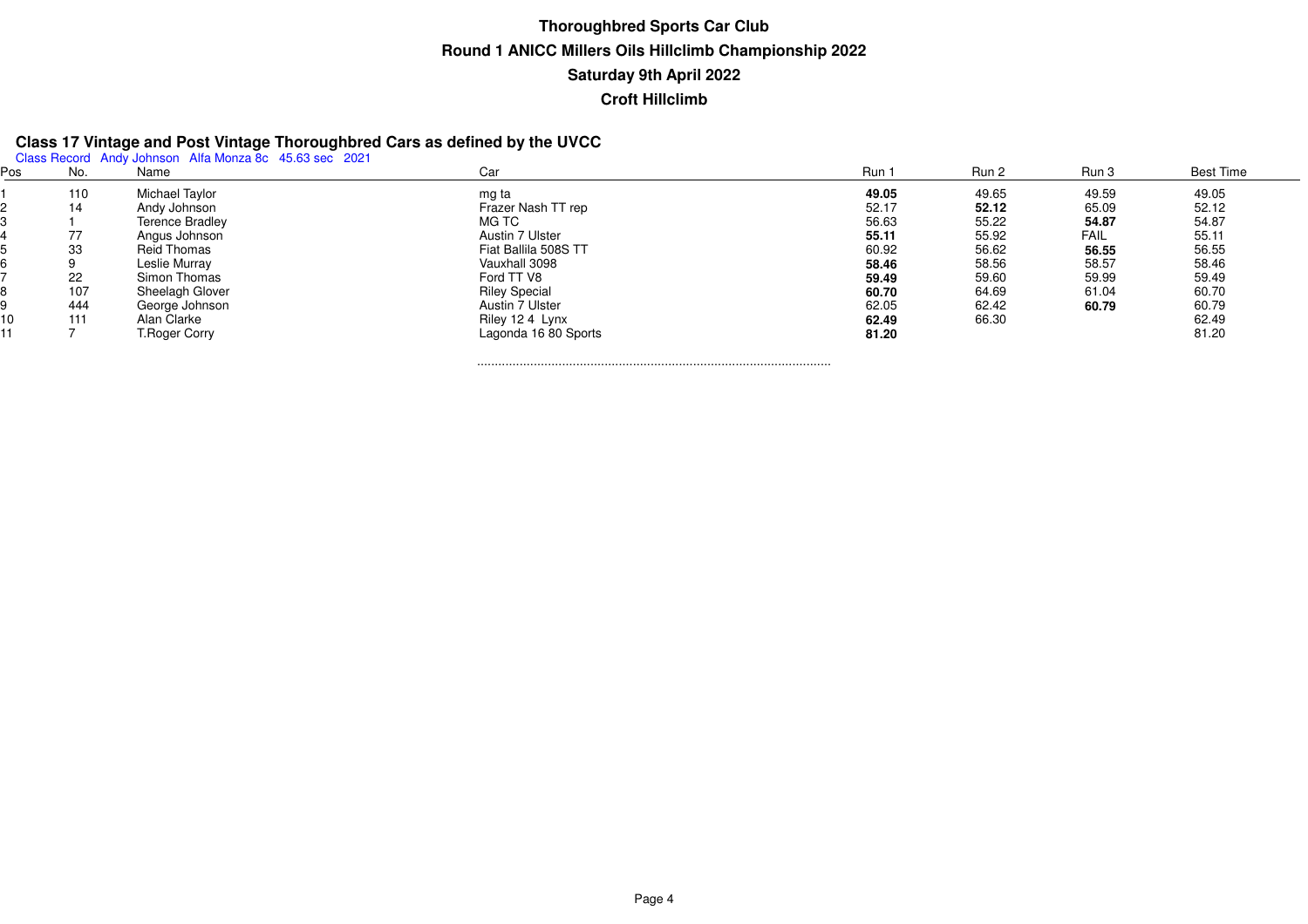# Thoroughbred Sports Car Club

## Round 1 ANICC Millers Oils Hillclimb Championship 2022

## Saturday 9th April 2022

## Croft Hillclimb

### Class 17 Vintage and Post Vintage Thoroughbred Cars as defined by the UVCC

Class Record Andy Johnson Alfa Monza 8c 45.63 sec 2021

| Pos | No. | Name | Car | Run 1 | Run 2 | Run 3 | Best Time |
|---|---|---|---|---|---|---|---|
| 1 | 110 | Michael Taylor | mg ta | **49.05** | 49.65 | 49.59 | 49.05 |
| 2 | 14 | Andy Johnson | Frazer Nash TT rep | 52.17 | **52.12** | 65.09 | 52.12 |
| 3 | 1 | Terence Bradley | MG TC | 56.63 | 55.22 | **54.87** | 54.87 |
| 4 | 77 | Angus Johnson | Austin 7 Ulster | **55.11** | 55.92 | FAIL | 55.11 |
| 5 | 33 | Reid Thomas | Fiat Ballila 508S TT | 60.92 | 56.62 | **56.55** | 56.55 |
| 6 | 9 | Leslie Murray | Vauxhall 3098 | **58.46** | 58.56 | 58.57 | 58.46 |
| 7 | 22 | Simon Thomas | Ford TT V8 | **59.49** | 59.60 | 59.99 | 59.49 |
| 8 | 107 | Sheelagh Glover | Riley Special | **60.70** | 64.69 | 61.04 | 60.70 |
| 9 | 444 | George Johnson | Austin 7 Ulster | 62.05 | 62.42 | **60.79** | 60.79 |
| 10 | 111 | Alan Clarke | Riley 12 4 Lynx | **62.49** | 66.30 | | 62.49 |
| 11 | 7 | T.Roger Corry | Lagonda 16 80 Sports | **81.20** | | | 81.20 |

..........................................................................................................